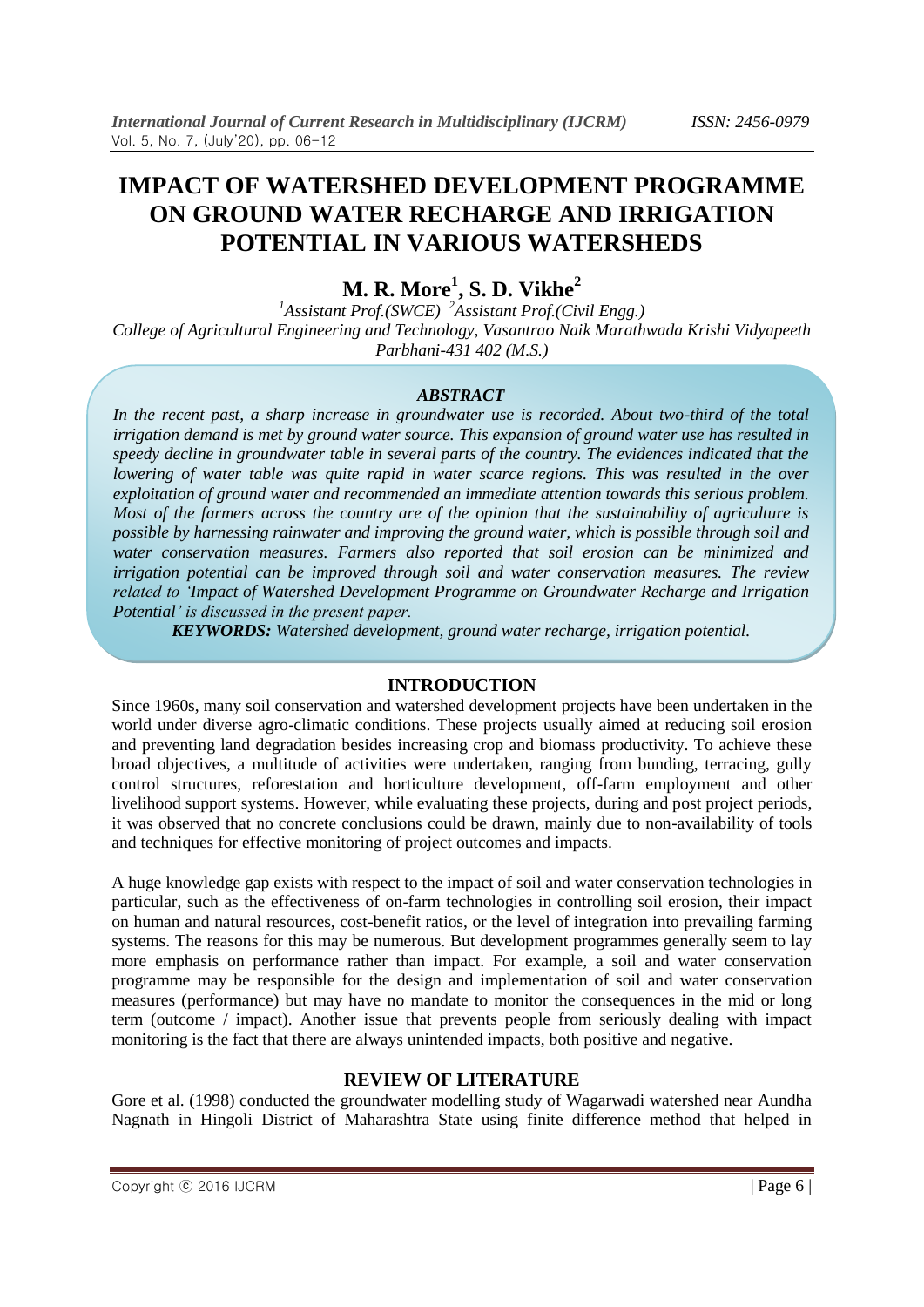# IMPACT OF WATERSHED DEVELOPMENT PROGRAMME ON GROUND WATER RECHARGE AND IRRIGATION POTENTIAL IN VARIOUS WATERSHEDS

**M. R. More[1], S. D. Vikhe[2]**

*[1]Assistant Prof.(SWCE) [2]Assistant Prof.(Civil Engg.)*
*College of Agricultural Engineering and Technology, Vasantrao Naik Marathwada Krishi Vidyapeeth Parbhani-431 402 (M.S.)*

### ABSTRACT

*In the recent past, a sharp increase in groundwater use is recorded. About two-third of the total irrigation demand is met by ground water source. This expansion of ground water use has resulted in speedy decline in groundwater table in several parts of the country. The evidences indicated that the lowering of water table was quite rapid in water scarce regions. This was resulted in the over exploitation of ground water and recommended an immediate attention towards this serious problem. Most of the farmers across the country are of the opinion that the sustainability of agriculture is possible by harnessing rainwater and improving the ground water, which is possible through soil and water conservation measures. Farmers also reported that soil erosion can be minimized and irrigation potential can be improved through soil and water conservation measures. The review related to 'Impact of Watershed Development Programme on Groundwater Recharge and Irrigation Potential' is discussed in the present paper.*

***KEYWORDS:*** *Watershed development, ground water recharge, irrigation potential.*

## INTRODUCTION

Since 1960s, many soil conservation and watershed development projects have been undertaken in the world under diverse agro-climatic conditions. These projects usually aimed at reducing soil erosion and preventing land degradation besides increasing crop and biomass productivity. To achieve these broad objectives, a multitude of activities were undertaken, ranging from bunding, terracing, gully control structures, reforestation and horticulture development, off-farm employment and other livelihood support systems. However, while evaluating these projects, during and post project periods, it was observed that no concrete conclusions could be drawn, mainly due to non-availability of tools and techniques for effective monitoring of project outcomes and impacts.

A huge knowledge gap exists with respect to the impact of soil and water conservation technologies in particular, such as the effectiveness of on-farm technologies in controlling soil erosion, their impact on human and natural resources, cost-benefit ratios, or the level of integration into prevailing farming systems. The reasons for this may be numerous. But development programmes generally seem to lay more emphasis on performance rather than impact. For example, a soil and water conservation programme may be responsible for the design and implementation of soil and water conservation measures (performance) but may have no mandate to monitor the consequences in the mid or long term (outcome / impact). Another issue that prevents people from seriously dealing with impact monitoring is the fact that there are always unintended impacts, both positive and negative.

## REVIEW OF LITERATURE

Gore et al. (1998) conducted the groundwater modelling study of Wagarwadi watershed near Aundha Nagnath in Hingoli District of Maharashtra State using finite difference method that helped in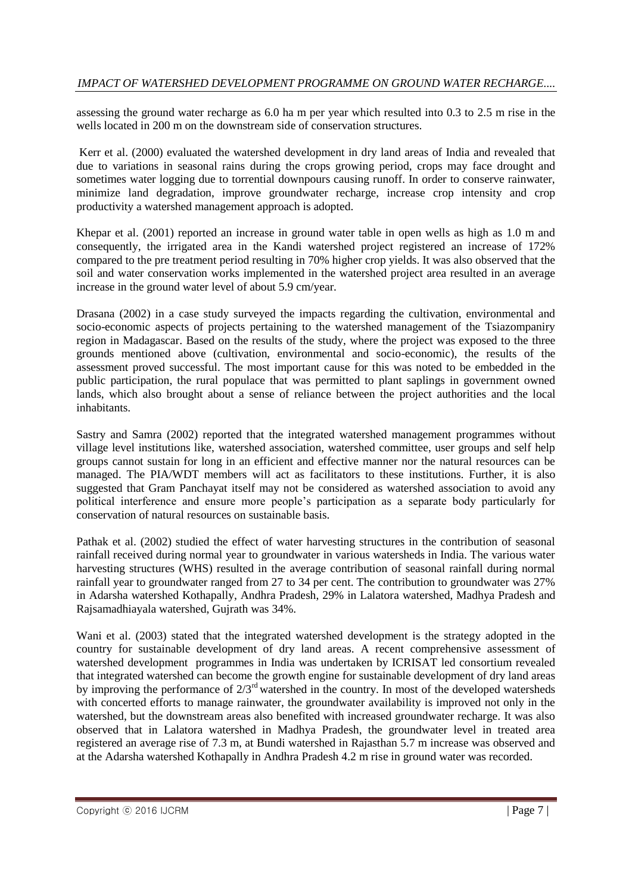assessing the ground water recharge as 6.0 ha m per year which resulted into 0.3 to 2.5 m rise in the wells located in 200 m on the downstream side of conservation structures.

Kerr et al. (2000) evaluated the watershed development in dry land areas of India and revealed that due to variations in seasonal rains during the crops growing period, crops may face drought and sometimes water logging due to torrential downpours causing runoff. In order to conserve rainwater, minimize land degradation, improve groundwater recharge, increase crop intensity and crop productivity a watershed management approach is adopted.

Khepar et al. (2001) reported an increase in ground water table in open wells as high as 1.0 m and consequently, the irrigated area in the Kandi watershed project registered an increase of 172% compared to the pre treatment period resulting in 70% higher crop yields. It was also observed that the soil and water conservation works implemented in the watershed project area resulted in an average increase in the ground water level of about 5.9 cm/year.

Drasana (2002) in a case study surveyed the impacts regarding the cultivation, environmental and socio-economic aspects of projects pertaining to the watershed management of the Tsiazompaniry region in Madagascar. Based on the results of the study, where the project was exposed to the three grounds mentioned above (cultivation, environmental and socio-economic), the results of the assessment proved successful. The most important cause for this was noted to be embedded in the public participation, the rural populace that was permitted to plant saplings in government owned lands, which also brought about a sense of reliance between the project authorities and the local inhabitants.

Sastry and Samra (2002) reported that the integrated watershed management programmes without village level institutions like, watershed association, watershed committee, user groups and self help groups cannot sustain for long in an efficient and effective manner nor the natural resources can be managed. The PIA/WDT members will act as facilitators to these institutions. Further, it is also suggested that Gram Panchayat itself may not be considered as watershed association to avoid any political interference and ensure more people's participation as a separate body particularly for conservation of natural resources on sustainable basis.

Pathak et al. (2002) studied the effect of water harvesting structures in the contribution of seasonal rainfall received during normal year to groundwater in various watersheds in India. The various water harvesting structures (WHS) resulted in the average contribution of seasonal rainfall during normal rainfall year to groundwater ranged from 27 to 34 per cent. The contribution to groundwater was 27% in Adarsha watershed Kothapally, Andhra Pradesh, 29% in Lalatora watershed, Madhya Pradesh and Rajsamadhiayala watershed, Gujrath was 34%.

Wani et al. (2003) stated that the integrated watershed development is the strategy adopted in the country for sustainable development of dry land areas. A recent comprehensive assessment of watershed development programmes in India was undertaken by ICRISAT led consortium revealed that integrated watershed can become the growth engine for sustainable development of dry land areas by improving the performance of 2/3rd watershed in the country. In most of the developed watersheds with concerted efforts to manage rainwater, the groundwater availability is improved not only in the watershed, but the downstream areas also benefited with increased groundwater recharge. It was also observed that in Lalatora watershed in Madhya Pradesh, the groundwater level in treated area registered an average rise of 7.3 m, at Bundi watershed in Rajasthan 5.7 m increase was observed and at the Adarsha watershed Kothapally in Andhra Pradesh 4.2 m rise in ground water was recorded.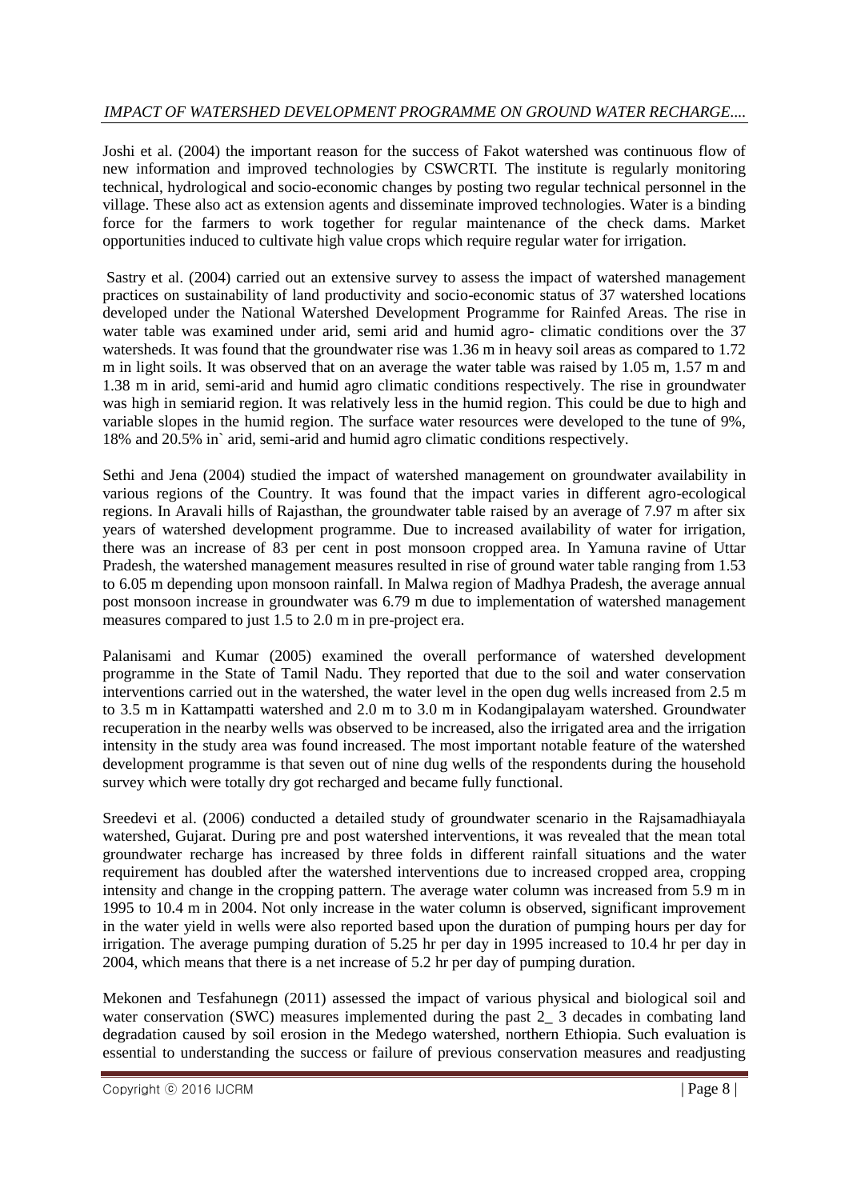Joshi et al. (2004) the important reason for the success of Fakot watershed was continuous flow of new information and improved technologies by CSWCRTI. The institute is regularly monitoring technical, hydrological and socio-economic changes by posting two regular technical personnel in the village. These also act as extension agents and disseminate improved technologies. Water is a binding force for the farmers to work together for regular maintenance of the check dams. Market opportunities induced to cultivate high value crops which require regular water for irrigation.

Sastry et al. (2004) carried out an extensive survey to assess the impact of watershed management practices on sustainability of land productivity and socio-economic status of 37 watershed locations developed under the National Watershed Development Programme for Rainfed Areas. The rise in water table was examined under arid, semi arid and humid agro- climatic conditions over the 37 watersheds. It was found that the groundwater rise was 1.36 m in heavy soil areas as compared to 1.72 m in light soils. It was observed that on an average the water table was raised by 1.05 m, 1.57 m and 1.38 m in arid, semi-arid and humid agro climatic conditions respectively. The rise in groundwater was high in semiarid region. It was relatively less in the humid region. This could be due to high and variable slopes in the humid region. The surface water resources were developed to the tune of 9%, 18% and 20.5% in` arid, semi-arid and humid agro climatic conditions respectively.

Sethi and Jena (2004) studied the impact of watershed management on groundwater availability in various regions of the Country. It was found that the impact varies in different agro-ecological regions. In Aravali hills of Rajasthan, the groundwater table raised by an average of 7.97 m after six years of watershed development programme. Due to increased availability of water for irrigation, there was an increase of 83 per cent in post monsoon cropped area. In Yamuna ravine of Uttar Pradesh, the watershed management measures resulted in rise of ground water table ranging from 1.53 to 6.05 m depending upon monsoon rainfall. In Malwa region of Madhya Pradesh, the average annual post monsoon increase in groundwater was 6.79 m due to implementation of watershed management measures compared to just 1.5 to 2.0 m in pre-project era.

Palanisami and Kumar (2005) examined the overall performance of watershed development programme in the State of Tamil Nadu. They reported that due to the soil and water conservation interventions carried out in the watershed, the water level in the open dug wells increased from 2.5 m to 3.5 m in Kattampatti watershed and 2.0 m to 3.0 m in Kodangipalayam watershed. Groundwater recuperation in the nearby wells was observed to be increased, also the irrigated area and the irrigation intensity in the study area was found increased. The most important notable feature of the watershed development programme is that seven out of nine dug wells of the respondents during the household survey which were totally dry got recharged and became fully functional.

Sreedevi et al. (2006) conducted a detailed study of groundwater scenario in the Rajsamadhiayala watershed, Gujarat. During pre and post watershed interventions, it was revealed that the mean total groundwater recharge has increased by three folds in different rainfall situations and the water requirement has doubled after the watershed interventions due to increased cropped area, cropping intensity and change in the cropping pattern. The average water column was increased from 5.9 m in 1995 to 10.4 m in 2004. Not only increase in the water column is observed, significant improvement in the water yield in wells were also reported based upon the duration of pumping hours per day for irrigation. The average pumping duration of 5.25 hr per day in 1995 increased to 10.4 hr per day in 2004, which means that there is a net increase of 5.2 hr per day of pumping duration.

Mekonen and Tesfahunegn (2011) assessed the impact of various physical and biological soil and water conservation (SWC) measures implemented during the past 2_ 3 decades in combating land degradation caused by soil erosion in the Medego watershed, northern Ethiopia. Such evaluation is essential to understanding the success or failure of previous conservation measures and readjusting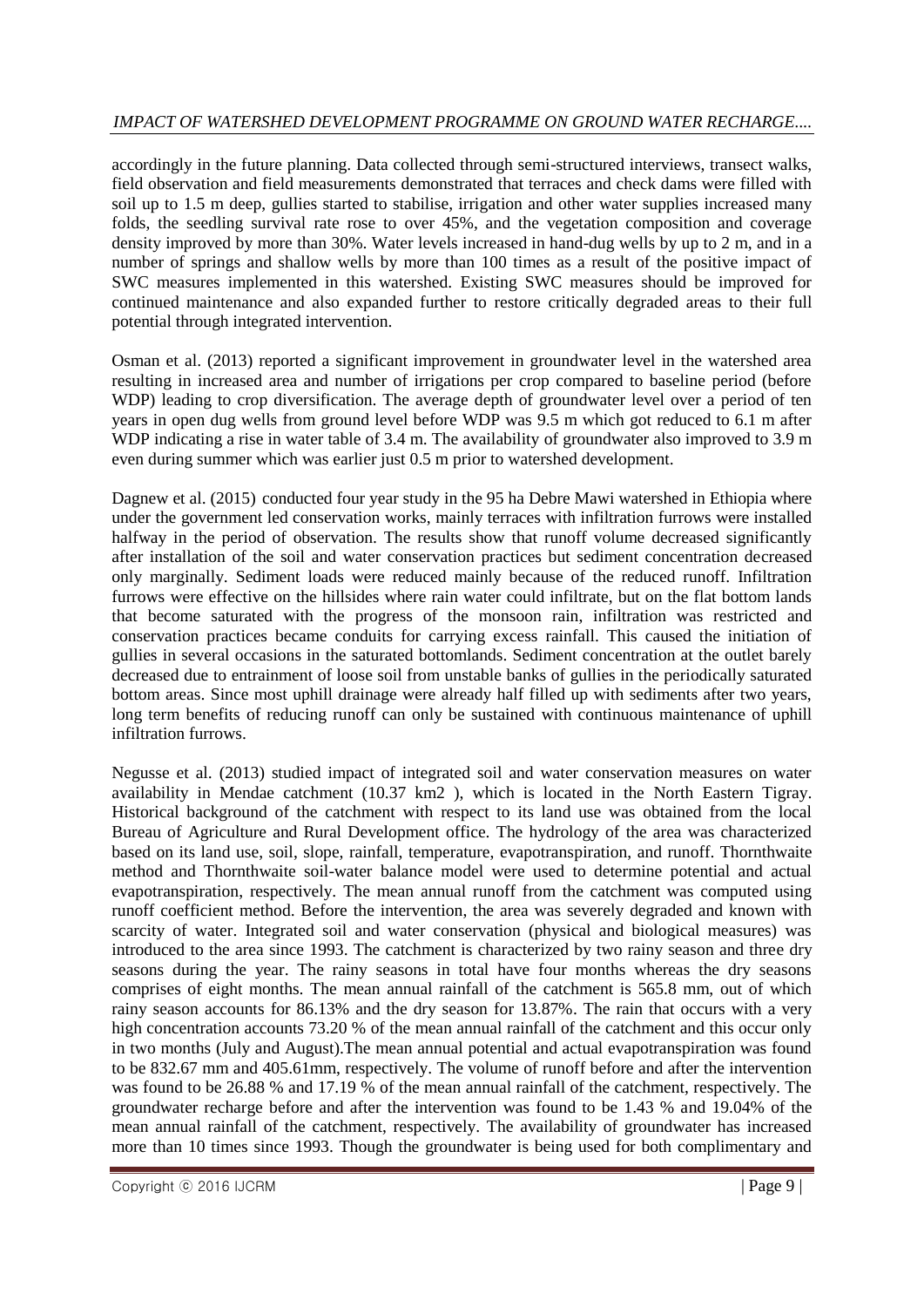accordingly in the future planning. Data collected through semi-structured interviews, transect walks, field observation and field measurements demonstrated that terraces and check dams were filled with soil up to 1.5 m deep, gullies started to stabilise, irrigation and other water supplies increased many folds, the seedling survival rate rose to over 45%, and the vegetation composition and coverage density improved by more than 30%. Water levels increased in hand-dug wells by up to 2 m, and in a number of springs and shallow wells by more than 100 times as a result of the positive impact of SWC measures implemented in this watershed. Existing SWC measures should be improved for continued maintenance and also expanded further to restore critically degraded areas to their full potential through integrated intervention.

Osman et al. (2013) reported a significant improvement in groundwater level in the watershed area resulting in increased area and number of irrigations per crop compared to baseline period (before WDP) leading to crop diversification. The average depth of groundwater level over a period of ten years in open dug wells from ground level before WDP was 9.5 m which got reduced to 6.1 m after WDP indicating a rise in water table of 3.4 m. The availability of groundwater also improved to 3.9 m even during summer which was earlier just 0.5 m prior to watershed development.

Dagnew et al. (2015) conducted four year study in the 95 ha Debre Mawi watershed in Ethiopia where under the government led conservation works, mainly terraces with infiltration furrows were installed halfway in the period of observation. The results show that runoff volume decreased significantly after installation of the soil and water conservation practices but sediment concentration decreased only marginally. Sediment loads were reduced mainly because of the reduced runoff. Infiltration furrows were effective on the hillsides where rain water could infiltrate, but on the flat bottom lands that become saturated with the progress of the monsoon rain, infiltration was restricted and conservation practices became conduits for carrying excess rainfall. This caused the initiation of gullies in several occasions in the saturated bottomlands. Sediment concentration at the outlet barely decreased due to entrainment of loose soil from unstable banks of gullies in the periodically saturated bottom areas. Since most uphill drainage were already half filled up with sediments after two years, long term benefits of reducing runoff can only be sustained with continuous maintenance of uphill infiltration furrows.

Negusse et al. (2013) studied impact of integrated soil and water conservation measures on water availability in Mendae catchment (10.37 $km^2$ ), which is located in the North Eastern Tigray. Historical background of the catchment with respect to its land use was obtained from the local Bureau of Agriculture and Rural Development office. The hydrology of the area was characterized based on its land use, soil, slope, rainfall, temperature, evapotranspiration, and runoff. Thornthwaite method and Thornthwaite soil-water balance model were used to determine potential and actual evapotranspiration, respectively. The mean annual runoff from the catchment was computed using runoff coefficient method. Before the intervention, the area was severely degraded and known with scarcity of water. Integrated soil and water conservation (physical and biological measures) was introduced to the area since 1993. The catchment is characterized by two rainy season and three dry seasons during the year. The rainy seasons in total have four months whereas the dry seasons comprises of eight months. The mean annual rainfall of the catchment is 565.8 mm, out of which rainy season accounts for 86.13% and the dry season for 13.87%. The rain that occurs with a very high concentration accounts 73.20 % of the mean annual rainfall of the catchment and this occur only in two months (July and August).The mean annual potential and actual evapotranspiration was found to be 832.67 mm and 405.61mm, respectively. The volume of runoff before and after the intervention was found to be 26.88 % and 17.19 % of the mean annual rainfall of the catchment, respectively. The groundwater recharge before and after the intervention was found to be 1.43 % and 19.04% of the mean annual rainfall of the catchment, respectively. The availability of groundwater has increased more than 10 times since 1993. Though the groundwater is being used for both complimentary and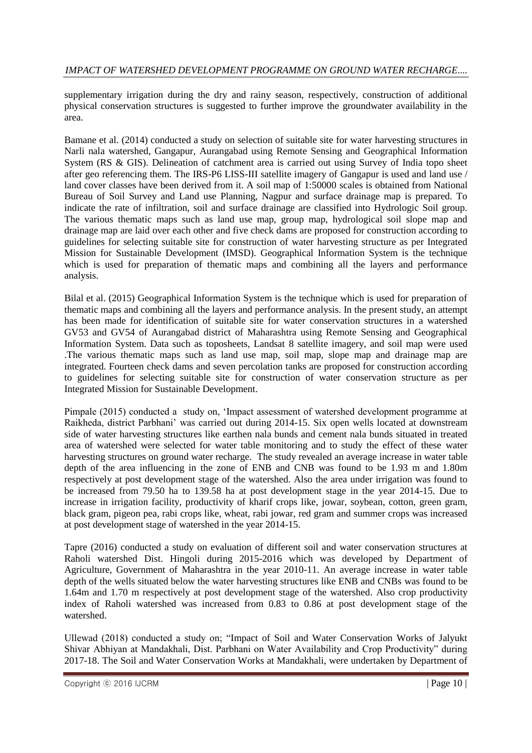supplementary irrigation during the dry and rainy season, respectively, construction of additional physical conservation structures is suggested to further improve the groundwater availability in the area.

Bamane et al. (2014) conducted a study on selection of suitable site for water harvesting structures in Narli nala watershed, Gangapur, Aurangabad using Remote Sensing and Geographical Information System (RS & GIS). Delineation of catchment area is carried out using Survey of India topo sheet after geo referencing them. The IRS-P6 LISS-III satellite imagery of Gangapur is used and land use / land cover classes have been derived from it. A soil map of 1:50000 scales is obtained from National Bureau of Soil Survey and Land use Planning, Nagpur and surface drainage map is prepared. To indicate the rate of infiltration, soil and surface drainage are classified into Hydrologic Soil group. The various thematic maps such as land use map, group map, hydrological soil slope map and drainage map are laid over each other and five check dams are proposed for construction according to guidelines for selecting suitable site for construction of water harvesting structure as per Integrated Mission for Sustainable Development (IMSD). Geographical Information System is the technique which is used for preparation of thematic maps and combining all the layers and performance analysis.

Bilal et al. (2015) Geographical Information System is the technique which is used for preparation of thematic maps and combining all the layers and performance analysis. In the present study, an attempt has been made for identification of suitable site for water conservation structures in a watershed GV53 and GV54 of Aurangabad district of Maharashtra using Remote Sensing and Geographical Information System. Data such as toposheets, Landsat 8 satellite imagery, and soil map were used .The various thematic maps such as land use map, soil map, slope map and drainage map are integrated. Fourteen check dams and seven percolation tanks are proposed for construction according to guidelines for selecting suitable site for construction of water conservation structure as per Integrated Mission for Sustainable Development.

Pimpale (2015) conducted a study on, 'Impact assessment of watershed development programme at Raikheda, district Parbhani' was carried out during 2014-15. Six open wells located at downstream side of water harvesting structures like earthen nala bunds and cement nala bunds situated in treated area of watershed were selected for water table monitoring and to study the effect of these water harvesting structures on ground water recharge. The study revealed an average increase in water table depth of the area influencing in the zone of ENB and CNB was found to be 1.93 m and 1.80m respectively at post development stage of the watershed. Also the area under irrigation was found to be increased from 79.50 ha to 139.58 ha at post development stage in the year 2014-15. Due to increase in irrigation facility, productivity of kharif crops like, jowar, soybean, cotton, green gram, black gram, pigeon pea, rabi crops like, wheat, rabi jowar, red gram and summer crops was increased at post development stage of watershed in the year 2014-15.

Tapre (2016) conducted a study on evaluation of different soil and water conservation structures at Raholi watershed Dist. Hingoli during 2015-2016 which was developed by Department of Agriculture, Government of Maharashtra in the year 2010-11. An average increase in water table depth of the wells situated below the water harvesting structures like ENB and CNBs was found to be 1.64m and 1.70 m respectively at post development stage of the watershed. Also crop productivity index of Raholi watershed was increased from 0.83 to 0.86 at post development stage of the watershed.

Ullewad (2018) conducted a study on; "Impact of Soil and Water Conservation Works of Jalyukt Shivar Abhiyan at Mandakhali, Dist. Parbhani on Water Availability and Crop Productivity" during 2017-18. The Soil and Water Conservation Works at Mandakhali, were undertaken by Department of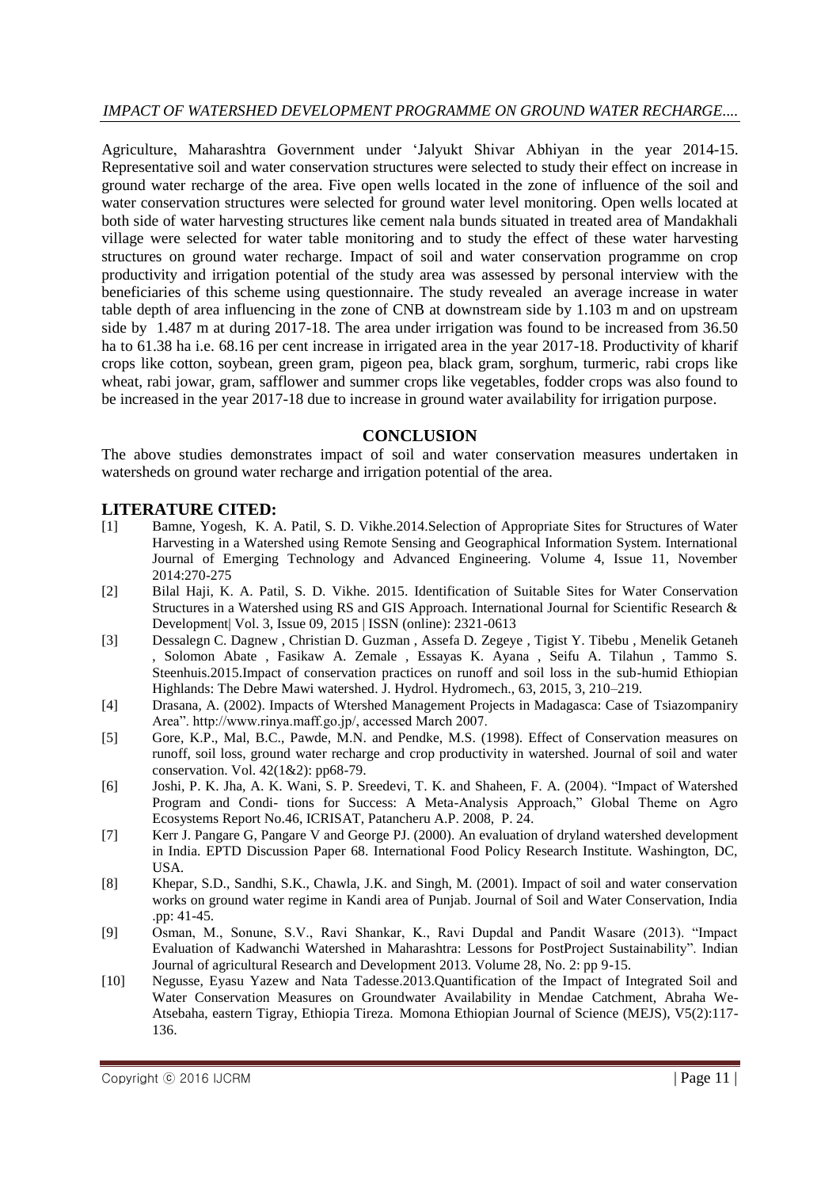Agriculture, Maharashtra Government under 'Jalyukt Shivar Abhiyan in the year 2014-15. Representative soil and water conservation structures were selected to study their effect on increase in ground water recharge of the area. Five open wells located in the zone of influence of the soil and water conservation structures were selected for ground water level monitoring. Open wells located at both side of water harvesting structures like cement nala bunds situated in treated area of Mandakhali village were selected for water table monitoring and to study the effect of these water harvesting structures on ground water recharge. Impact of soil and water conservation programme on crop productivity and irrigation potential of the study area was assessed by personal interview with the beneficiaries of this scheme using questionnaire. The study revealed an average increase in water table depth of area influencing in the zone of CNB at downstream side by 1.103 m and on upstream side by 1.487 m at during 2017-18. The area under irrigation was found to be increased from 36.50 ha to 61.38 ha i.e. 68.16 per cent increase in irrigated area in the year 2017-18. Productivity of kharif crops like cotton, soybean, green gram, pigeon pea, black gram, sorghum, turmeric, rabi crops like wheat, rabi jowar, gram, safflower and summer crops like vegetables, fodder crops was also found to be increased in the year 2017-18 due to increase in ground water availability for irrigation purpose.

## CONCLUSION

The above studies demonstrates impact of soil and water conservation measures undertaken in watersheds on ground water recharge and irrigation potential of the area.

## LITERATURE CITED:

[1] Bamne, Yogesh, K. A. Patil, S. D. Vikhe.2014.Selection of Appropriate Sites for Structures of Water Harvesting in a Watershed using Remote Sensing and Geographical Information System. International Journal of Emerging Technology and Advanced Engineering. Volume 4, Issue 11, November 2014:270-275

[2] Bilal Haji, K. A. Patil, S. D. Vikhe. 2015. Identification of Suitable Sites for Water Conservation Structures in a Watershed using RS and GIS Approach. International Journal for Scientific Research & Development| Vol. 3, Issue 09, 2015 | ISSN (online): 2321-0613

[3] Dessalegn C. Dagnew , Christian D. Guzman , Assefa D. Zegeye , Tigist Y. Tibebu , Menelik Getaneh , Solomon Abate , Fasikaw A. Zemale , Essayas K. Ayana , Seifu A. Tilahun , Tammo S. Steenhuis.2015.Impact of conservation practices on runoff and soil loss in the sub-humid Ethiopian Highlands: The Debre Mawi watershed. J. Hydrol. Hydromech., 63, 2015, 3, 210–219.

[4] Drasana, A. (2002). Impacts of Wtershed Management Projects in Madagasca: Case of Tsiazompaniry Area". http://www.rinya.maff.go.jp/, accessed March 2007.

[5] Gore, K.P., Mal, B.C., Pawde, M.N. and Pendke, M.S. (1998). Effect of Conservation measures on runoff, soil loss, ground water recharge and crop productivity in watershed. Journal of soil and water conservation. Vol. 42(1&2): pp68-79.

[6] Joshi, P. K. Jha, A. K. Wani, S. P. Sreedevi, T. K. and Shaheen, F. A. (2004). "Impact of Watershed Program and Condi- tions for Success: A Meta-Analysis Approach," Global Theme on Agro Ecosystems Report No.46, ICRISAT, Patancheru A.P. 2008, P. 24.

[7] Kerr J. Pangare G, Pangare V and George PJ. (2000). An evaluation of dryland watershed development in India. EPTD Discussion Paper 68. International Food Policy Research Institute. Washington, DC, USA.

[8] Khepar, S.D., Sandhi, S.K., Chawla, J.K. and Singh, M. (2001). Impact of soil and water conservation works on ground water regime in Kandi area of Punjab. Journal of Soil and Water Conservation, India .pp: 41-45.

[9] Osman, M., Sonune, S.V., Ravi Shankar, K., Ravi Dupdal and Pandit Wasare (2013). "Impact Evaluation of Kadwanchi Watershed in Maharashtra: Lessons for PostProject Sustainability". Indian Journal of agricultural Research and Development 2013. Volume 28, No. 2: pp 9-15.

[10] Negusse, Eyasu Yazew and Nata Tadesse.2013.Quantification of the Impact of Integrated Soil and Water Conservation Measures on Groundwater Availability in Mendae Catchment, Abraha We-Atsebaha, eastern Tigray, Ethiopia Tireza. Momona Ethiopian Journal of Science (MEJS), V5(2):117-136.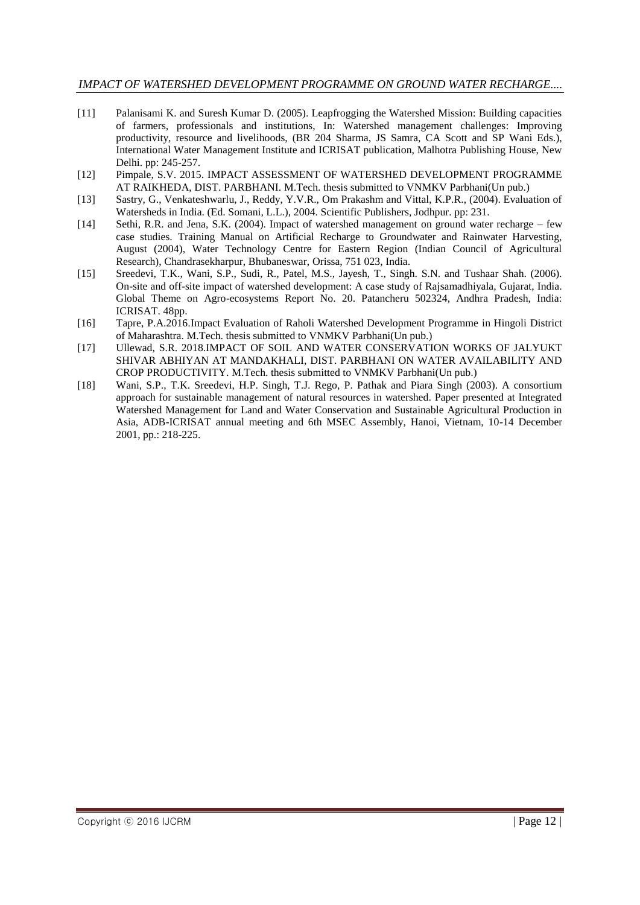[11] Palanisami K. and Suresh Kumar D. (2005). Leapfrogging the Watershed Mission: Building capacities of farmers, professionals and institutions, In: Watershed management challenges: Improving productivity, resource and livelihoods, (BR 204 Sharma, JS Samra, CA Scott and SP Wani Eds.), International Water Management Institute and ICRISAT publication, Malhotra Publishing House, New Delhi. pp: 245-257.

[12] Pimpale, S.V. 2015. IMPACT ASSESSMENT OF WATERSHED DEVELOPMENT PROGRAMME AT RAIKHEDA, DIST. PARBHANI. M.Tech. thesis submitted to VNMKV Parbhani(Un pub.)

[13] Sastry, G., Venkateshwarlu, J., Reddy, Y.V.R., Om Prakashm and Vittal, K.P.R., (2004). Evaluation of Watersheds in India. (Ed. Somani, L.L.), 2004. Scientific Publishers, Jodhpur. pp: 231.

[14] Sethi, R.R. and Jena, S.K. (2004). Impact of watershed management on ground water recharge – few case studies. Training Manual on Artificial Recharge to Groundwater and Rainwater Harvesting, August (2004), Water Technology Centre for Eastern Region (Indian Council of Agricultural Research), Chandrasekharpur, Bhubaneswar, Orissa, 751 023, India.

[15] Sreedevi, T.K., Wani, S.P., Sudi, R., Patel, M.S., Jayesh, T., Singh. S.N. and Tushaar Shah. (2006). On-site and off-site impact of watershed development: A case study of Rajsamadhiyala, Gujarat, India. Global Theme on Agro-ecosystems Report No. 20. Patancheru 502324, Andhra Pradesh, India: ICRISAT. 48pp.

[16] Tapre, P.A.2016.Impact Evaluation of Raholi Watershed Development Programme in Hingoli District of Maharashtra. M.Tech. thesis submitted to VNMKV Parbhani(Un pub.)

[17] Ullewad, S.R. 2018.IMPACT OF SOIL AND WATER CONSERVATION WORKS OF JALYUKT SHIVAR ABHIYAN AT MANDAKHALI, DIST. PARBHANI ON WATER AVAILABILITY AND CROP PRODUCTIVITY. M.Tech. thesis submitted to VNMKV Parbhani(Un pub.)

[18] Wani, S.P., T.K. Sreedevi, H.P. Singh, T.J. Rego, P. Pathak and Piara Singh (2003). A consortium approach for sustainable management of natural resources in watershed. Paper presented at Integrated Watershed Management for Land and Water Conservation and Sustainable Agricultural Production in Asia, ADB-ICRISAT annual meeting and 6th MSEC Assembly, Hanoi, Vietnam, 10-14 December 2001, pp.: 218-225.